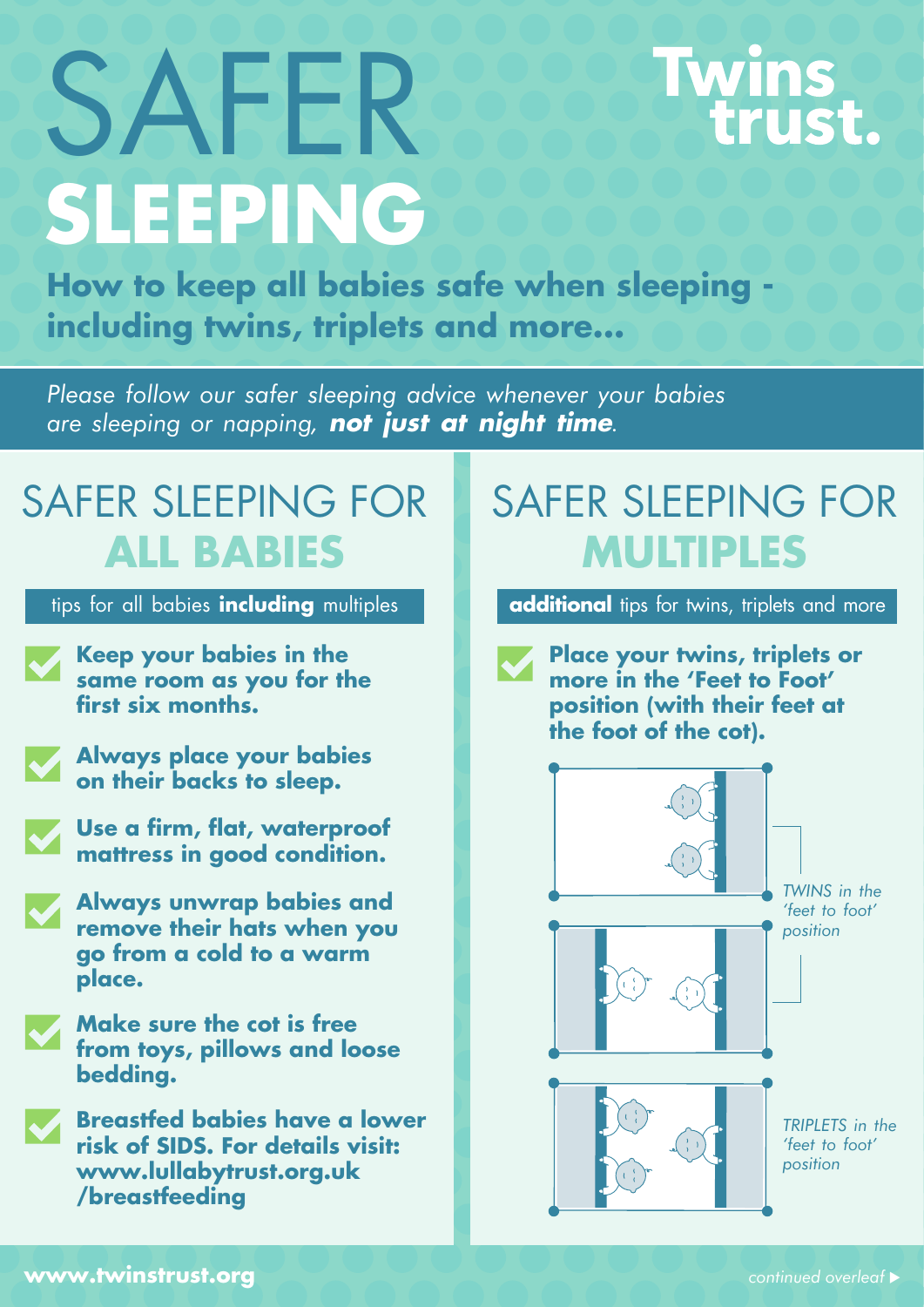# SAFER SLEEPING

Twins trust.

**How to keep all babies safe when sleeping - including twins, triplets and more...**

*Please follow our safer sleeping advice whenever your babies are sleeping or napping,* ***not just at night time****.*

## SAFER SLEEPING FOR ALL BABIES

tips for all babies **including** multiples

- **Keep your babies in the same room as you for the first six months.**
- **Always place your babies on their backs to sleep.**
- **Use a firm, flat, waterproof mattress in good condition.**
- **Always unwrap babies and remove their hats when you go from a cold to a warm place.**
- **Make sure the cot is free from toys, pillows and loose bedding.**
- **Breastfed babies have a lower risk of SIDS. For details visit: www.lullabytrust.org.uk /breastfeeding**

## SAFER SLEEPING FOR MULTIPLES

**additional** tips for twins, triplets and more

- **Place your twins, triplets or more in the 'Feet to Foot' position (with their feet at the foot of the cot).**

*TWINS in the 'feet to foot' position*

*TRIPLETS in the 'feet to foot' position*

**www.twinstrust.org**

*continued overleaf ▸*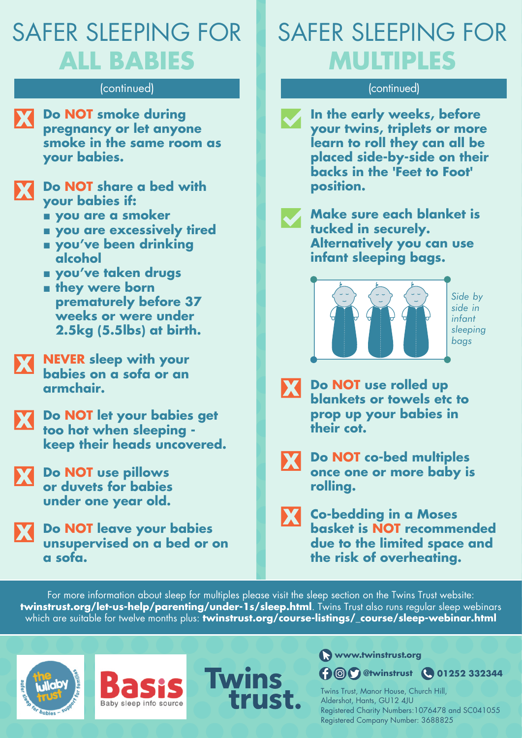# SAFER SLEEPING FOR ALL BABIES

(continued)

- ✗ **Do NOT smoke during pregnancy or let anyone smoke in the same room as your babies.**

- ✗ **Do NOT share a bed with your babies if:**
  - **you are a smoker**
  - **you are excessively tired**
  - **you've been drinking alcohol**
  - **you've taken drugs**
  - **they were born prematurely before 37 weeks or were under 2.5kg (5.5lbs) at birth.**

- ✗ **NEVER sleep with your babies on a sofa or an armchair.**

- ✗ **Do NOT let your babies get too hot when sleeping - keep their heads uncovered.**

- ✗ **Do NOT use pillows or duvets for babies under one year old.**

- ✗ **Do NOT leave your babies unsupervised on a bed or on a sofa.**

# SAFER SLEEPING FOR MULTIPLES

(continued)

- ✓ **In the early weeks, before your twins, triplets or more learn to roll they can all be placed side-by-side on their backs in the 'Feet to Foot' position.**

- ✓ **Make sure each blanket is tucked in securely. Alternatively you can use infant sleeping bags.**

*Side by side in infant sleeping bags*

- ✗ **Do NOT use rolled up blankets or towels etc to prop up your babies in their cot.**

- ✗ **Do NOT co-bed multiples once one or more baby is rolling.**

- ✗ **Co-bedding in a Moses basket is NOT recommended due to the limited space and the risk of overheating.**

For more information about sleep for multiples please visit the sleep section on the Twins Trust website: **twinstrust.org/let-us-help/parenting/under-1s/sleep.html**. Twins Trust also runs regular sleep webinars which are suitable for twelve months plus: **twinstrust.org/course-listings/_course/sleep-webinar.html**

the lullaby trust – safer sleep for babies – support for families

Basis – Baby sleep info source

Twins trust.

**www.twinstrust.org**

**@twinstrust** **01252 332344**

Twins Trust, Manor House, Church Hill,
Aldershot, Hants, GU12 4JU
Registered Charity Numbers:1076478 and SC041055
Registered Company Number: 3688825